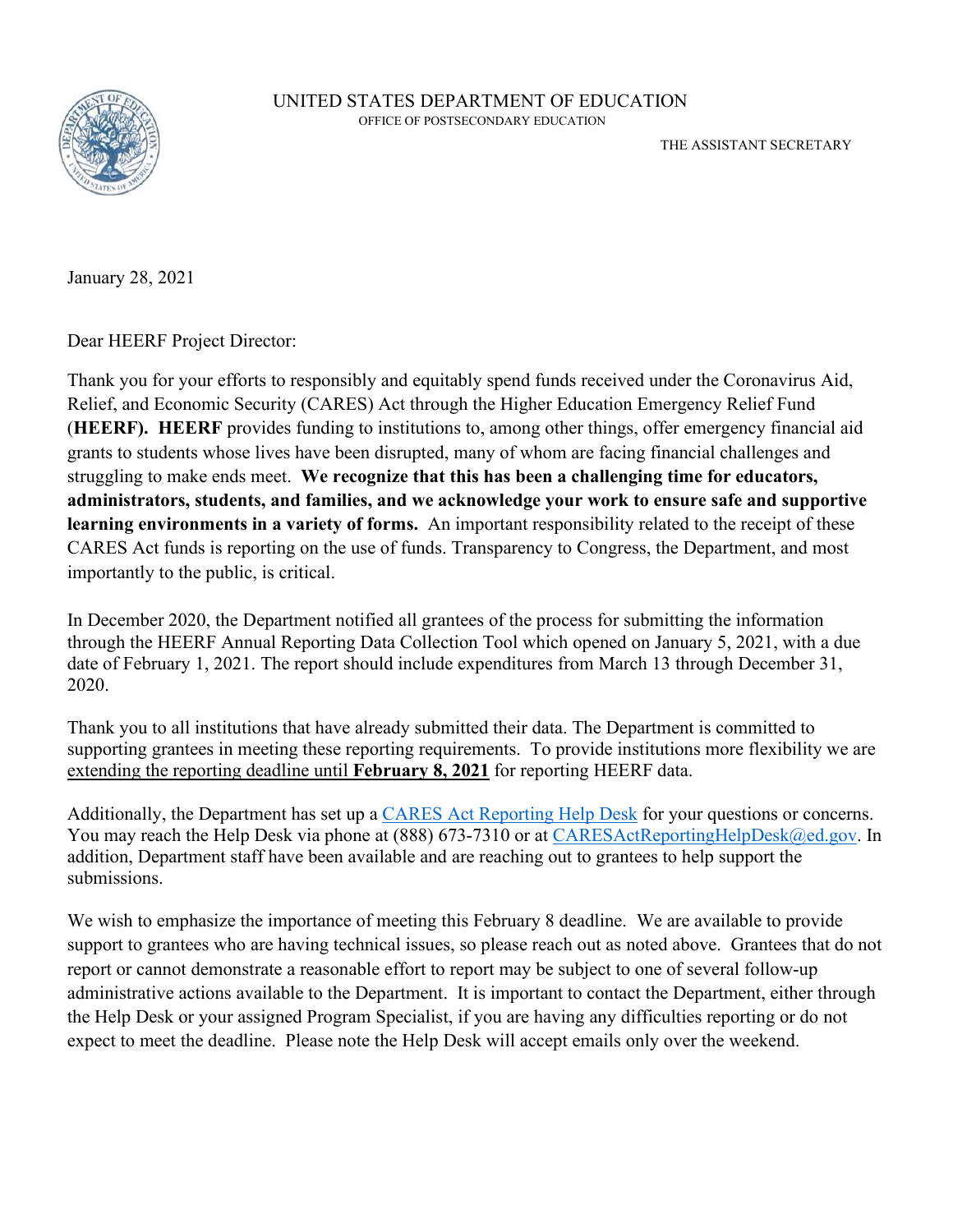UNITED STATES DEPARTMENT OF EDUCATION
OFFICE OF POSTSECONDARY EDUCATION

THE ASSISTANT SECRETARY

January 28, 2021

Dear HEERF Project Director:

Thank you for your efforts to responsibly and equitably spend funds received under the Coronavirus Aid, Relief, and Economic Security (CARES) Act through the Higher Education Emergency Relief Fund (**HEERF). HEERF** provides funding to institutions to, among other things, offer emergency financial aid grants to students whose lives have been disrupted, many of whom are facing financial challenges and struggling to make ends meet. **We recognize that this has been a challenging time for educators, administrators, students, and families, and we acknowledge your work to ensure safe and supportive learning environments in a variety of forms.** An important responsibility related to the receipt of these CARES Act funds is reporting on the use of funds. Transparency to Congress, the Department, and most importantly to the public, is critical.

In December 2020, the Department notified all grantees of the process for submitting the information through the HEERF Annual Reporting Data Collection Tool which opened on January 5, 2021, with a due date of February 1, 2021. The report should include expenditures from March 13 through December 31, 2020.

Thank you to all institutions that have already submitted their data. The Department is committed to supporting grantees in meeting these reporting requirements. To provide institutions more flexibility we are extending the reporting deadline until **February 8, 2021** for reporting HEERF data.

Additionally, the Department has set up a CARES Act Reporting Help Desk for your questions or concerns. You may reach the Help Desk via phone at (888) 673-7310 or at CARESActReportingHelpDesk@ed.gov. In addition, Department staff have been available and are reaching out to grantees to help support the submissions.

We wish to emphasize the importance of meeting this February 8 deadline. We are available to provide support to grantees who are having technical issues, so please reach out as noted above. Grantees that do not report or cannot demonstrate a reasonable effort to report may be subject to one of several follow-up administrative actions available to the Department. It is important to contact the Department, either through the Help Desk or your assigned Program Specialist, if you are having any difficulties reporting or do not expect to meet the deadline. Please note the Help Desk will accept emails only over the weekend.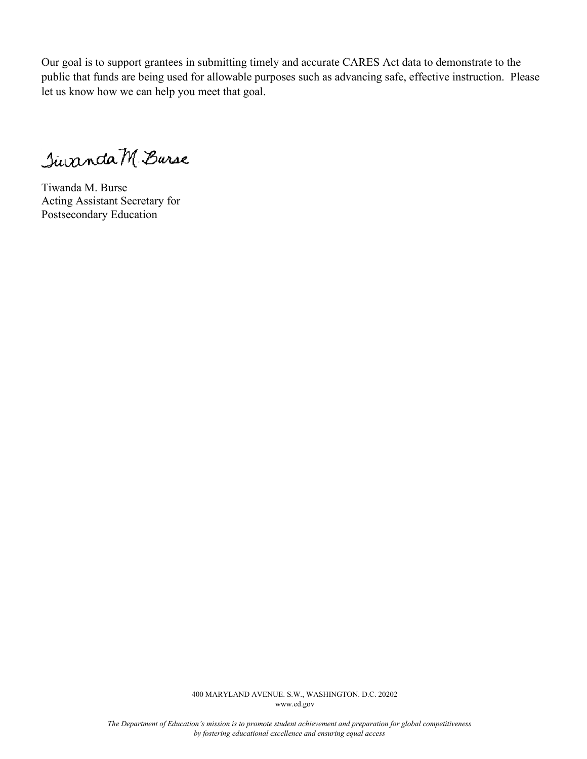Our goal is to support grantees in submitting timely and accurate CARES Act data to demonstrate to the public that funds are being used for allowable purposes such as advancing safe, effective instruction. Please let us know how we can help you meet that goal.

Tiwanda M. Burse

Tiwanda M. Burse
Acting Assistant Secretary for
Postsecondary Education

400 MARYLAND AVENUE. S.W., WASHINGTON. D.C. 20202
www.ed.gov

*The Department of Education's mission is to promote student achievement and preparation for global competitiveness by fostering educational excellence and ensuring equal access*